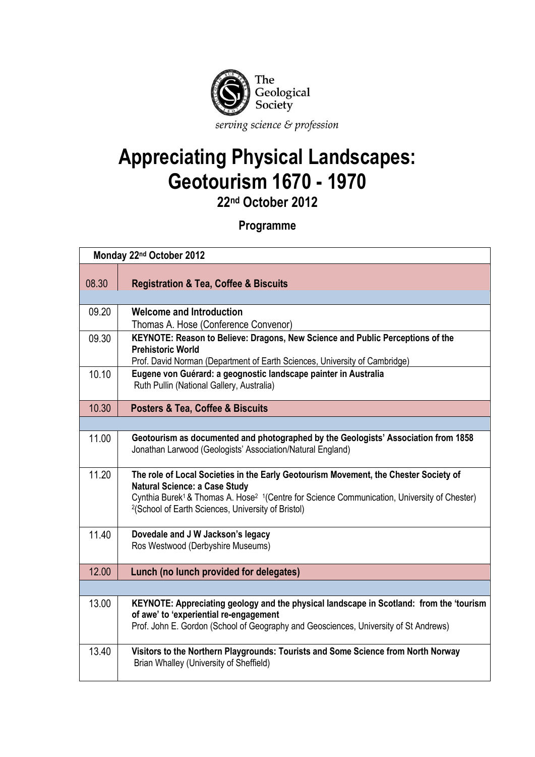The Geological Society

*serving science & profession*

# Appreciating Physical Landscapes: Geotourism 1670 - 1970

## 22nd October 2012

## Programme

| Monday 22nd October 2012 | |
|---|---|
| 08.30 | **Registration & Tea, Coffee & Biscuits** |
| | |
| 09.20 | **Welcome and Introduction**<br>Thomas A. Hose (Conference Convenor) |
| 09.30 | **KEYNOTE: Reason to Believe: Dragons, New Science and Public Perceptions of the Prehistoric World**<br>Prof. David Norman (Department of Earth Sciences, University of Cambridge) |
| 10.10 | **Eugene von Guérard: a geognostic landscape painter in Australia**<br>Ruth Pullin (National Gallery, Australia) |
| 10.30 | **Posters & Tea, Coffee & Biscuits** |
| | |
| 11.00 | **Geotourism as documented and photographed by the Geologists' Association from 1858**<br>Jonathan Larwood (Geologists' Association/Natural England) |
| 11.20 | **The role of Local Societies in the Early Geotourism Movement, the Chester Society of Natural Science: a Case Study**<br>Cynthia Burek[1] & Thomas A. Hose[2] [1](Centre for Science Communication, University of Chester) [2](School of Earth Sciences, University of Bristol) |
| 11.40 | **Dovedale and J W Jackson's legacy**<br>Ros Westwood (Derbyshire Museums) |
| 12.00 | **Lunch (no lunch provided for delegates)** |
| | |
| 13.00 | **KEYNOTE: Appreciating geology and the physical landscape in Scotland: from the 'tourism of awe' to 'experiential re-engagement**<br>Prof. John E. Gordon (School of Geography and Geosciences, University of St Andrews) |
| 13.40 | **Visitors to the Northern Playgrounds: Tourists and Some Science from North Norway**<br>Brian Whalley (University of Sheffield) |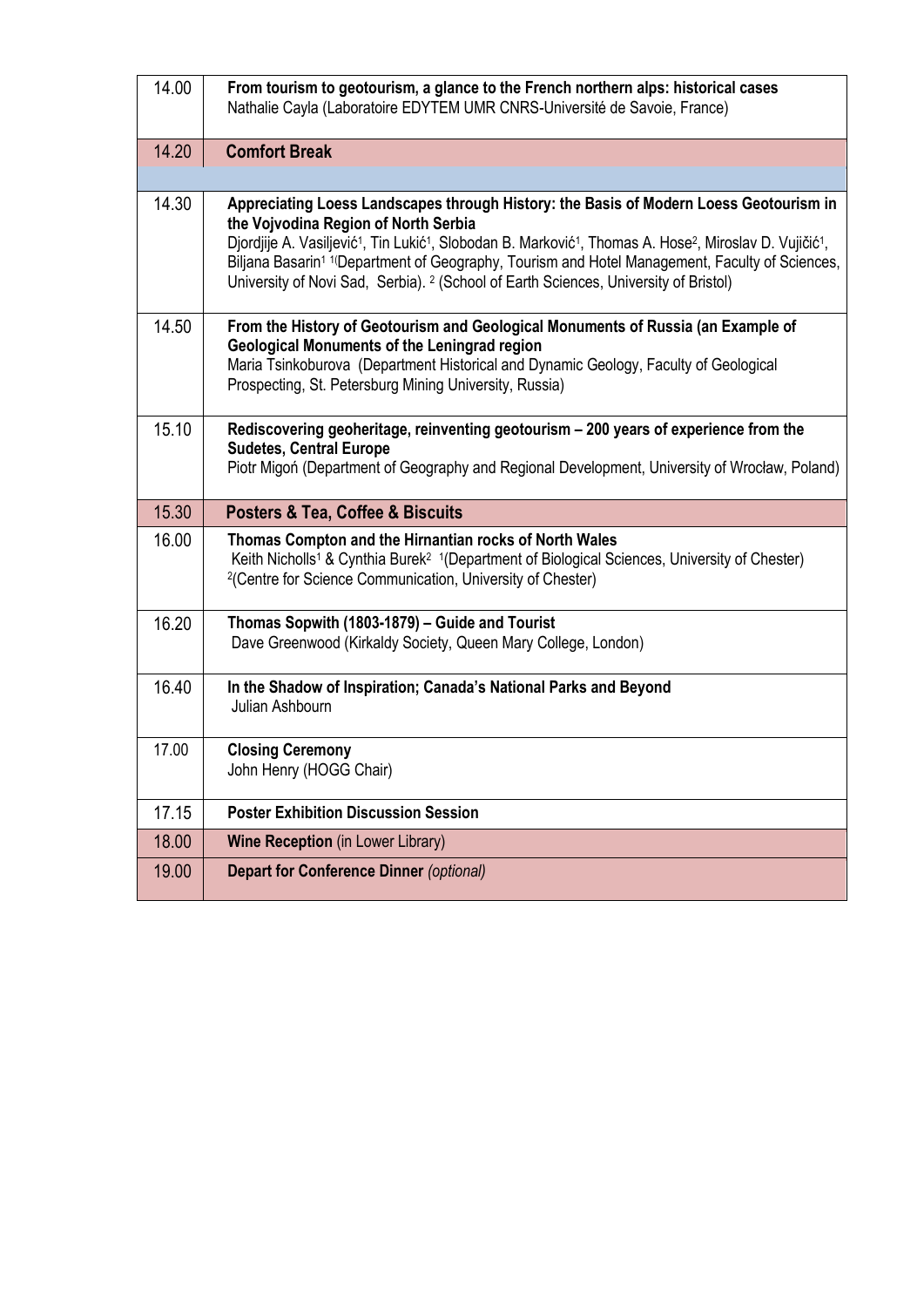| | |
|---|---|
| 14.00 | **From tourism to geotourism, a glance to the French northern alps: historical cases**<br>Nathalie Cayla (Laboratoire EDYTEM UMR CNRS-Université de Savoie, France) |
| 14.20 | **Comfort Break** |
| | |
| 14.30 | **Appreciating Loess Landscapes through History: the Basis of Modern Loess Geotourism in the Vojvodina Region of North Serbia**<br>Djordjije A. Vasiljević[1], Tin Lukić[1], Slobodan B. Marković[1], Thomas A. Hose[2], Miroslav D. Vujičić[1], Biljana Basarin[1] [1](Department of Geography, Tourism and Hotel Management, Faculty of Sciences, University of Novi Sad, Serbia). [2] (School of Earth Sciences, University of Bristol) |
| 14.50 | **From the History of Geotourism and Geological Monuments of Russia (an Example of Geological Monuments of the Leningrad region**<br>Maria Tsinkoburova (Department Historical and Dynamic Geology, Faculty of Geological Prospecting, St. Petersburg Mining University, Russia) |
| 15.10 | **Rediscovering geoheritage, reinventing geotourism – 200 years of experience from the Sudetes, Central Europe**<br>Piotr Migoń (Department of Geography and Regional Development, University of Wrocław, Poland) |
| 15.30 | **Posters & Tea, Coffee & Biscuits** |
| 16.00 | **Thomas Compton and the Hirnantian rocks of North Wales**<br>Keith Nicholls[1] & Cynthia Burek[2] [1](Department of Biological Sciences, University of Chester) [2](Centre for Science Communication, University of Chester) |
| 16.20 | **Thomas Sopwith (1803-1879) – Guide and Tourist**<br>Dave Greenwood (Kirkaldy Society, Queen Mary College, London) |
| 16.40 | **In the Shadow of Inspiration; Canada's National Parks and Beyond**<br>Julian Ashbourn |
| 17.00 | **Closing Ceremony**<br>John Henry (HOGG Chair) |
| 17.15 | **Poster Exhibition Discussion Session** |
| 18.00 | **Wine Reception** (in Lower Library) |
| 19.00 | **Depart for Conference Dinner** *(optional)* |